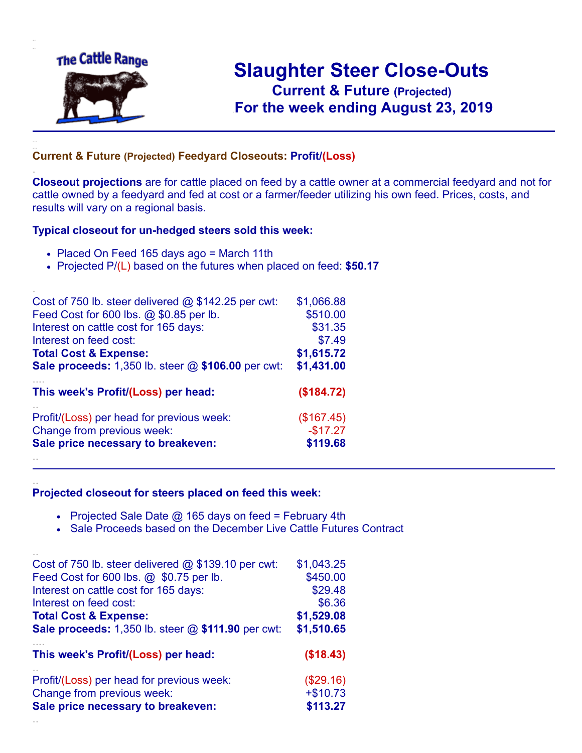The Cattle Range

# Slaughter Steer Close-Outs

## Current & Future (Projected)

## For the week ending August 23, 2019

### Current & Future (Projected) Feedyard Closeouts: Profit/(Loss)

**Closeout projections** are for cattle placed on feed by a cattle owner at a commercial feedyard and not for cattle owned by a feedyard and fed at cost or a farmer/feeder utilizing his own feed. Prices, costs, and results will vary on a regional basis.

### Typical closeout for un-hedged steers sold this week:

- Placed On Feed 165 days ago = March 11th
- Projected P/(L) based on the futures when placed on feed: **$50.17**

| | |
|---|---|
| Cost of 750 lb. steer delivered @ $142.25 per cwt: | $1,066.88 |
| Feed Cost for 600 lbs. @ $0.85 per lb. | $510.00 |
| Interest on cattle cost for 165 days: | $31.35 |
| Interest on feed cost: | $7.49 |
| **Total Cost & Expense:** | **$1,615.72** |
| **Sale proceeds:** 1,350 lb. steer @ **$106.00** per cwt: | **$1,431.00** |
| **This week's Profit/(Loss) per head:** | **($184.72)** |
| Profit/(Loss) per head for previous week: | ($167.45) |
| Change from previous week: | -$17.27 |
| **Sale price necessary to breakeven:** | **$119.68** |

### Projected closeout for steers placed on feed this week:

- Projected Sale Date @ 165 days on feed = February 4th
- Sale Proceeds based on the December Live Cattle Futures Contract

| | |
|---|---|
| Cost of 750 lb. steer delivered @ $139.10 per cwt: | $1,043.25 |
| Feed Cost for 600 lbs. @ $0.75 per lb. | $450.00 |
| Interest on cattle cost for 165 days: | $29.48 |
| Interest on feed cost: | $6.36 |
| **Total Cost & Expense:** | **$1,529.08** |
| **Sale proceeds:** 1,350 lb. steer @ **$111.90** per cwt: | **$1,510.65** |
| **This week's Profit/(Loss) per head:** | **($18.43)** |
| Profit/(Loss) per head for previous week: | ($29.16) |
| Change from previous week: | +$10.73 |
| **Sale price necessary to breakeven:** | **$113.27** |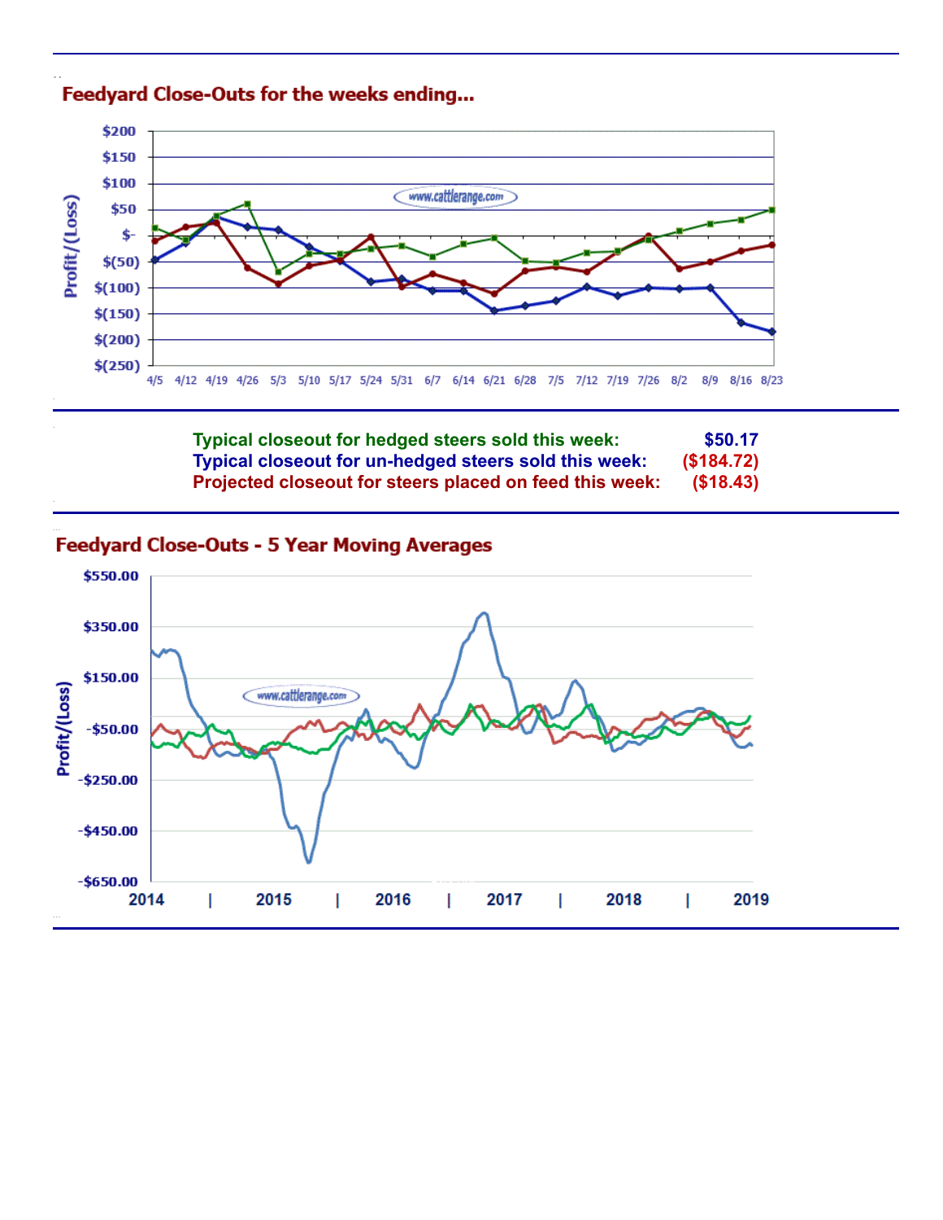## Feedyard Close-Outs for the weeks ending...

www.cattlerange.com

Profit/(Loss)

$200
$150
$100
$50
$-
$(50)
$(100)
$(150)
$(200)
$(250)

4/5 4/12 4/19 4/26 5/3 5/10 5/17 5/24 5/31 6/7 6/14 6/21 6/28 7/5 7/12 7/19 7/26 8/2 8/9 8/16 8/23

| | |
|---|---|
| Typical closeout for hedged steers sold this week: | $50.17 |
| Typical closeout for un-hedged steers sold this week: | ($184.72) |
| Projected closeout for steers placed on feed this week: | ($18.43) |

## Feedyard Close-Outs - 5 Year Moving Averages

www.cattlerange.com

Profit/(Loss)

$550.00
$350.00
$150.00
-$50.00
-$250.00
-$450.00
-$650.00

2014 | 2015 | 2016 | 2017 | 2018 | 2019